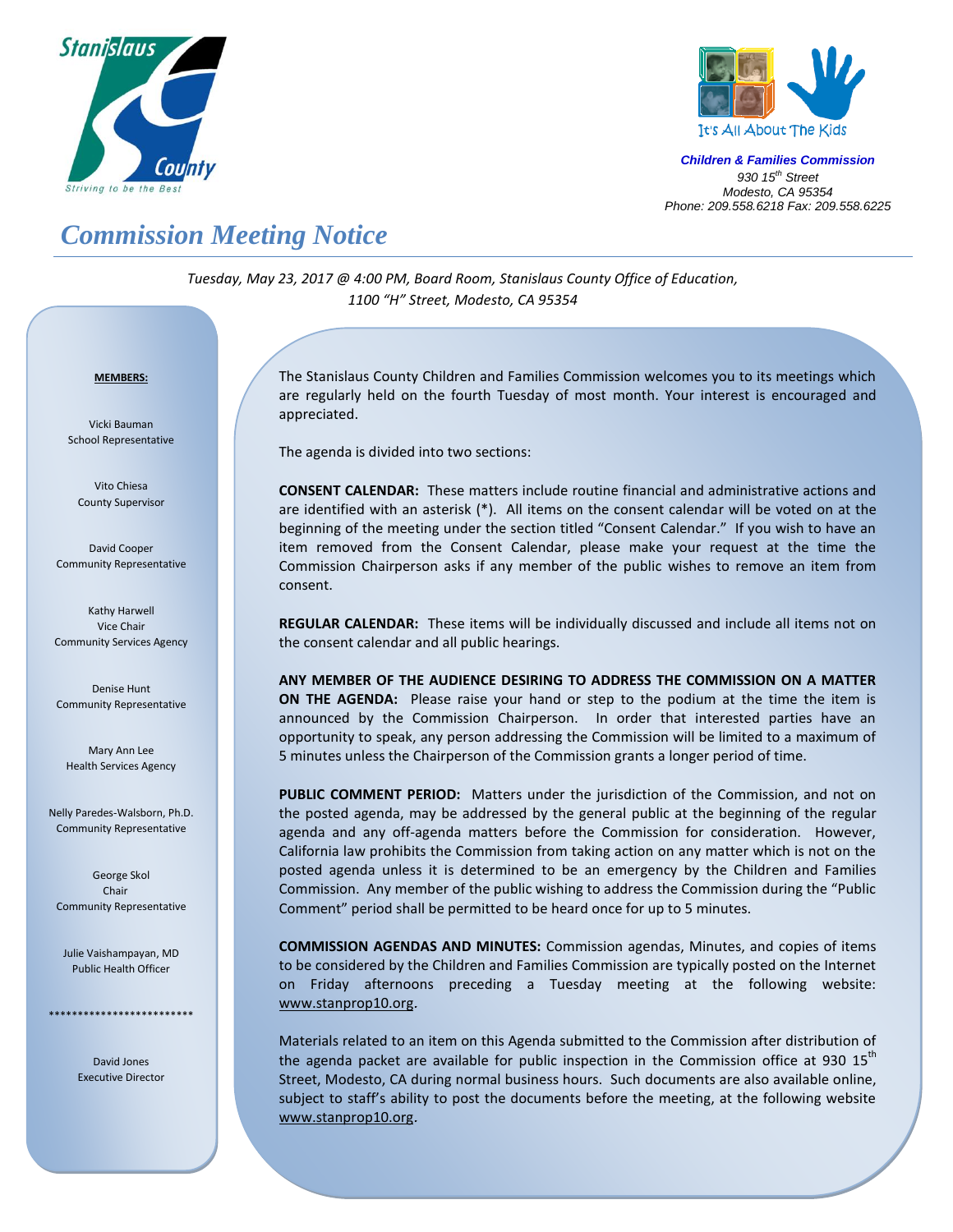Stanislaus County
*Striving to be the Best*

It's All About The Kids

***Children & Families Commission***
*930 15th Street*
*Modesto, CA 95354*
*Phone: 209.558.6218 Fax: 209.558.6225*

# *Commission Meeting Notice*

*Tuesday, May 23, 2017 @ 4:00 PM, Board Room, Stanislaus County Office of Education, 1100 "H" Street, Modesto, CA 95354*

**MEMBERS:**

Vicki Bauman
School Representative

Vito Chiesa
County Supervisor

David Cooper
Community Representative

Kathy Harwell
Vice Chair
Community Services Agency

Denise Hunt
Community Representative

Mary Ann Lee
Health Services Agency

Nelly Paredes-Walsborn, Ph.D.
Community Representative

George Skol
Chair
Community Representative

Julie Vaishampayan, MD
Public Health Officer

*************************

David Jones
Executive Director

The Stanislaus County Children and Families Commission welcomes you to its meetings which are regularly held on the fourth Tuesday of most month. Your interest is encouraged and appreciated.

The agenda is divided into two sections:

**CONSENT CALENDAR:** These matters include routine financial and administrative actions and are identified with an asterisk (*). All items on the consent calendar will be voted on at the beginning of the meeting under the section titled "Consent Calendar." If you wish to have an item removed from the Consent Calendar, please make your request at the time the Commission Chairperson asks if any member of the public wishes to remove an item from consent.

**REGULAR CALENDAR:** These items will be individually discussed and include all items not on the consent calendar and all public hearings.

**ANY MEMBER OF THE AUDIENCE DESIRING TO ADDRESS THE COMMISSION ON A MATTER ON THE AGENDA:** Please raise your hand or step to the podium at the time the item is announced by the Commission Chairperson. In order that interested parties have an opportunity to speak, any person addressing the Commission will be limited to a maximum of 5 minutes unless the Chairperson of the Commission grants a longer period of time.

**PUBLIC COMMENT PERIOD:** Matters under the jurisdiction of the Commission, and not on the posted agenda, may be addressed by the general public at the beginning of the regular agenda and any off-agenda matters before the Commission for consideration. However, California law prohibits the Commission from taking action on any matter which is not on the posted agenda unless it is determined to be an emergency by the Children and Families Commission. Any member of the public wishing to address the Commission during the "Public Comment" period shall be permitted to be heard once for up to 5 minutes.

**COMMISSION AGENDAS AND MINUTES:** Commission agendas, Minutes, and copies of items to be considered by the Children and Families Commission are typically posted on the Internet on Friday afternoons preceding a Tuesday meeting at the following website: www.stanprop10.org.

Materials related to an item on this Agenda submitted to the Commission after distribution of the agenda packet are available for public inspection in the Commission office at 930 15th Street, Modesto, CA during normal business hours. Such documents are also available online, subject to staff's ability to post the documents before the meeting, at the following website www.stanprop10.org.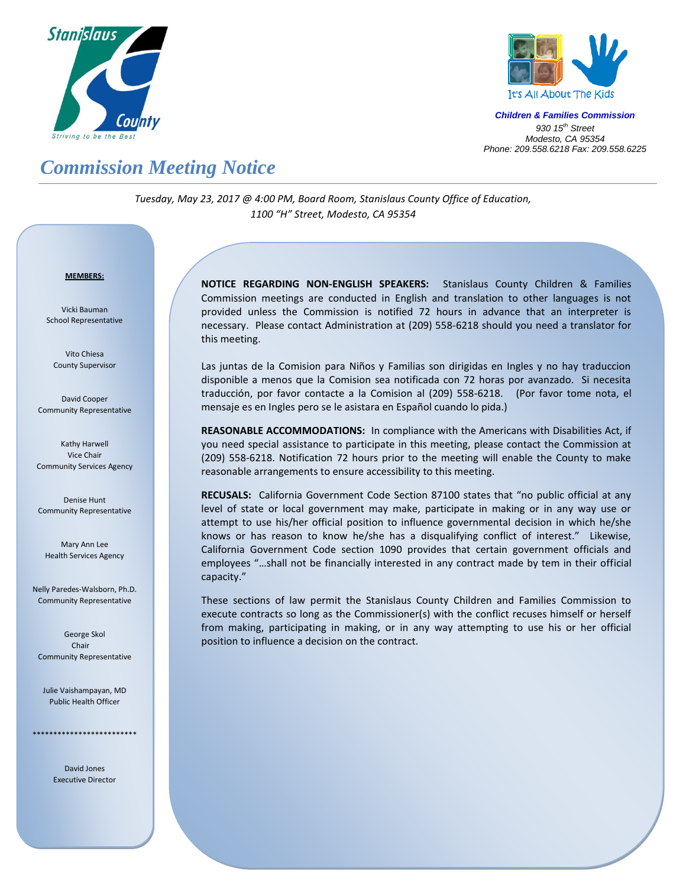Stanislaus County
Striving to be the Best

It's All About The Kids

***Children & Families Commission***
*930 15th Street*
*Modesto, CA 95354*
*Phone: 209.558.6218 Fax: 209.558.6225*

# *Commission Meeting Notice*

*Tuesday, May 23, 2017 @ 4:00 PM, Board Room, Stanislaus County Office of Education, 1100 "H" Street, Modesto, CA 95354*

**MEMBERS:**

Vicki Bauman
School Representative

Vito Chiesa
County Supervisor

David Cooper
Community Representative

Kathy Harwell
Vice Chair
Community Services Agency

Denise Hunt
Community Representative

Mary Ann Lee
Health Services Agency

Nelly Paredes-Walsborn, Ph.D.
Community Representative

George Skol
Chair
Community Representative

Julie Vaishampayan, MD
Public Health Officer

*************************

David Jones
Executive Director

**NOTICE REGARDING NON-ENGLISH SPEAKERS:** Stanislaus County Children & Families Commission meetings are conducted in English and translation to other languages is not provided unless the Commission is notified 72 hours in advance that an interpreter is necessary. Please contact Administration at (209) 558-6218 should you need a translator for this meeting.

Las juntas de la Comision para Niños y Familias son dirigidas en Ingles y no hay traduccion disponible a menos que la Comision sea notificada con 72 horas por avanzado. Si necesita traducción, por favor contacte a la Comision al (209) 558-6218. (Por favor tome nota, el mensaje es en Ingles pero se le asistara en Español cuando lo pida.)

**REASONABLE ACCOMMODATIONS:** In compliance with the Americans with Disabilities Act, if you need special assistance to participate in this meeting, please contact the Commission at (209) 558-6218. Notification 72 hours prior to the meeting will enable the County to make reasonable arrangements to ensure accessibility to this meeting.

**RECUSALS:** California Government Code Section 87100 states that "no public official at any level of state or local government may make, participate in making or in any way use or attempt to use his/her official position to influence governmental decision in which he/she knows or has reason to know he/she has a disqualifying conflict of interest." Likewise, California Government Code section 1090 provides that certain government officials and employees "…shall not be financially interested in any contract made by tem in their official capacity."

These sections of law permit the Stanislaus County Children and Families Commission to execute contracts so long as the Commissioner(s) with the conflict recuses himself or herself from making, participating in making, or in any way attempting to use his or her official position to influence a decision on the contract.